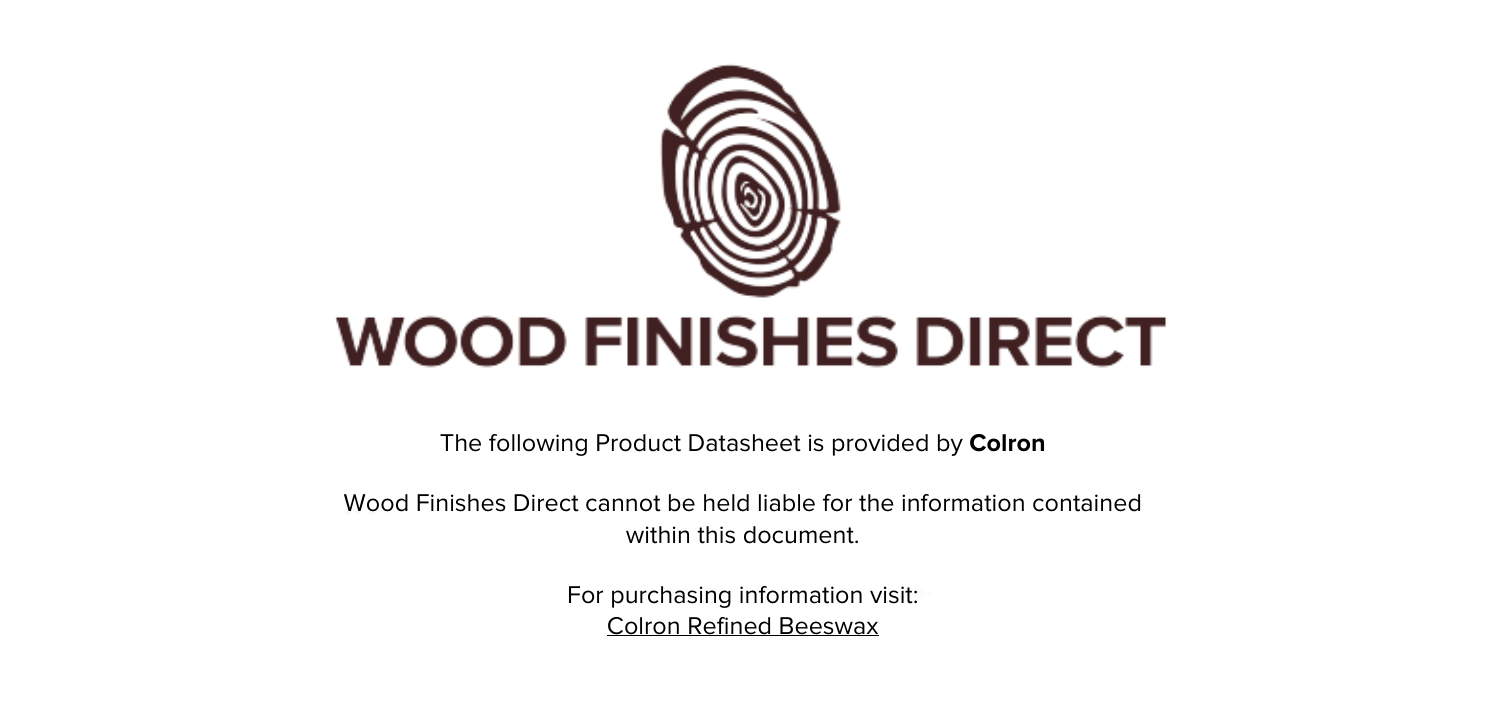# WOOD FINISHES DIRECT

The following Product Datasheet is provided by **Colron**

Wood Finishes Direct cannot be held liable for the information contained within this document.

For purchasing information visit:
Colron Refined Beeswax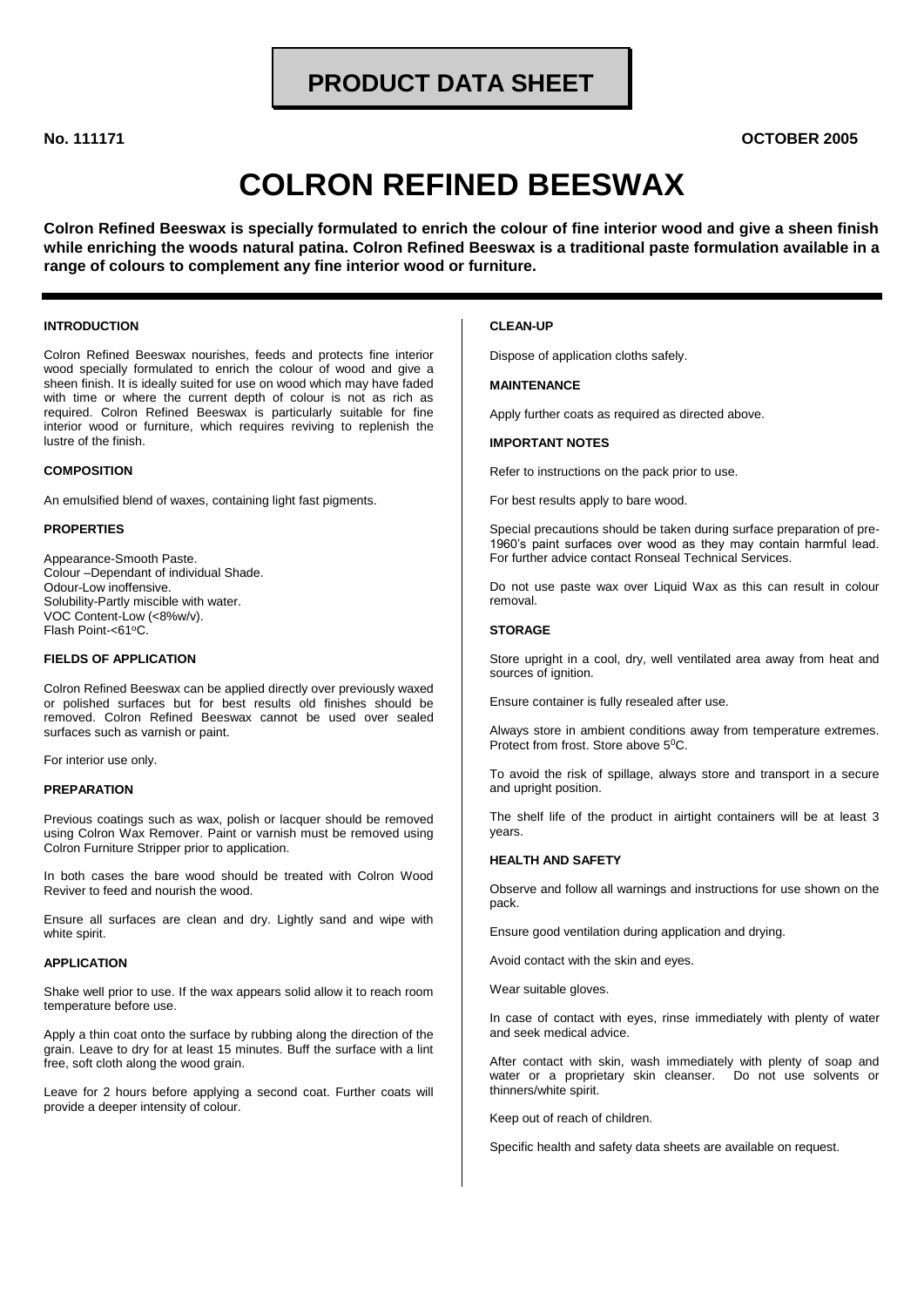# PRODUCT DATA SHEET

**No. 111171** **OCTOBER 2005**

# COLRON REFINED BEESWAX

**Colron Refined Beeswax is specially formulated to enrich the colour of fine interior wood and give a sheen finish while enriching the woods natural patina. Colron Refined Beeswax is a traditional paste formulation available in a range of colours to complement any fine interior wood or furniture.**

### INTRODUCTION

Colron Refined Beeswax nourishes, feeds and protects fine interior wood specially formulated to enrich the colour of wood and give a sheen finish. It is ideally suited for use on wood which may have faded with time or where the current depth of colour is not as rich as required. Colron Refined Beeswax is particularly suitable for fine interior wood or furniture, which requires reviving to replenish the lustre of the finish.

### COMPOSITION

An emulsified blend of waxes, containing light fast pigments.

### PROPERTIES

Appearance-Smooth Paste.
Colour –Dependant of individual Shade.
Odour-Low inoffensive.
Solubility-Partly miscible with water.
VOC Content-Low (<8%w/v).
Flash Point-<61°C.

### FIELDS OF APPLICATION

Colron Refined Beeswax can be applied directly over previously waxed or polished surfaces but for best results old finishes should be removed. Colron Refined Beeswax cannot be used over sealed surfaces such as varnish or paint.

For interior use only.

### PREPARATION

Previous coatings such as wax, polish or lacquer should be removed using Colron Wax Remover. Paint or varnish must be removed using Colron Furniture Stripper prior to application.

In both cases the bare wood should be treated with Colron Wood Reviver to feed and nourish the wood.

Ensure all surfaces are clean and dry. Lightly sand and wipe with white spirit.

### APPLICATION

Shake well prior to use. If the wax appears solid allow it to reach room temperature before use.

Apply a thin coat onto the surface by rubbing along the direction of the grain. Leave to dry for at least 15 minutes. Buff the surface with a lint free, soft cloth along the wood grain.

Leave for 2 hours before applying a second coat. Further coats will provide a deeper intensity of colour.

### CLEAN-UP

Dispose of application cloths safely.

### MAINTENANCE

Apply further coats as required as directed above.

### IMPORTANT NOTES

Refer to instructions on the pack prior to use.

For best results apply to bare wood.

Special precautions should be taken during surface preparation of pre-1960's paint surfaces over wood as they may contain harmful lead. For further advice contact Ronseal Technical Services.

Do not use paste wax over Liquid Wax as this can result in colour removal.

### STORAGE

Store upright in a cool, dry, well ventilated area away from heat and sources of ignition.

Ensure container is fully resealed after use.

Always store in ambient conditions away from temperature extremes. Protect from frost. Store above 5°C.

To avoid the risk of spillage, always store and transport in a secure and upright position.

The shelf life of the product in airtight containers will be at least 3 years.

### HEALTH AND SAFETY

Observe and follow all warnings and instructions for use shown on the pack.

Ensure good ventilation during application and drying.

Avoid contact with the skin and eyes.

Wear suitable gloves.

In case of contact with eyes, rinse immediately with plenty of water and seek medical advice.

After contact with skin, wash immediately with plenty of soap and water or a proprietary skin cleanser. Do not use solvents or thinners/white spirit.

Keep out of reach of children.

Specific health and safety data sheets are available on request.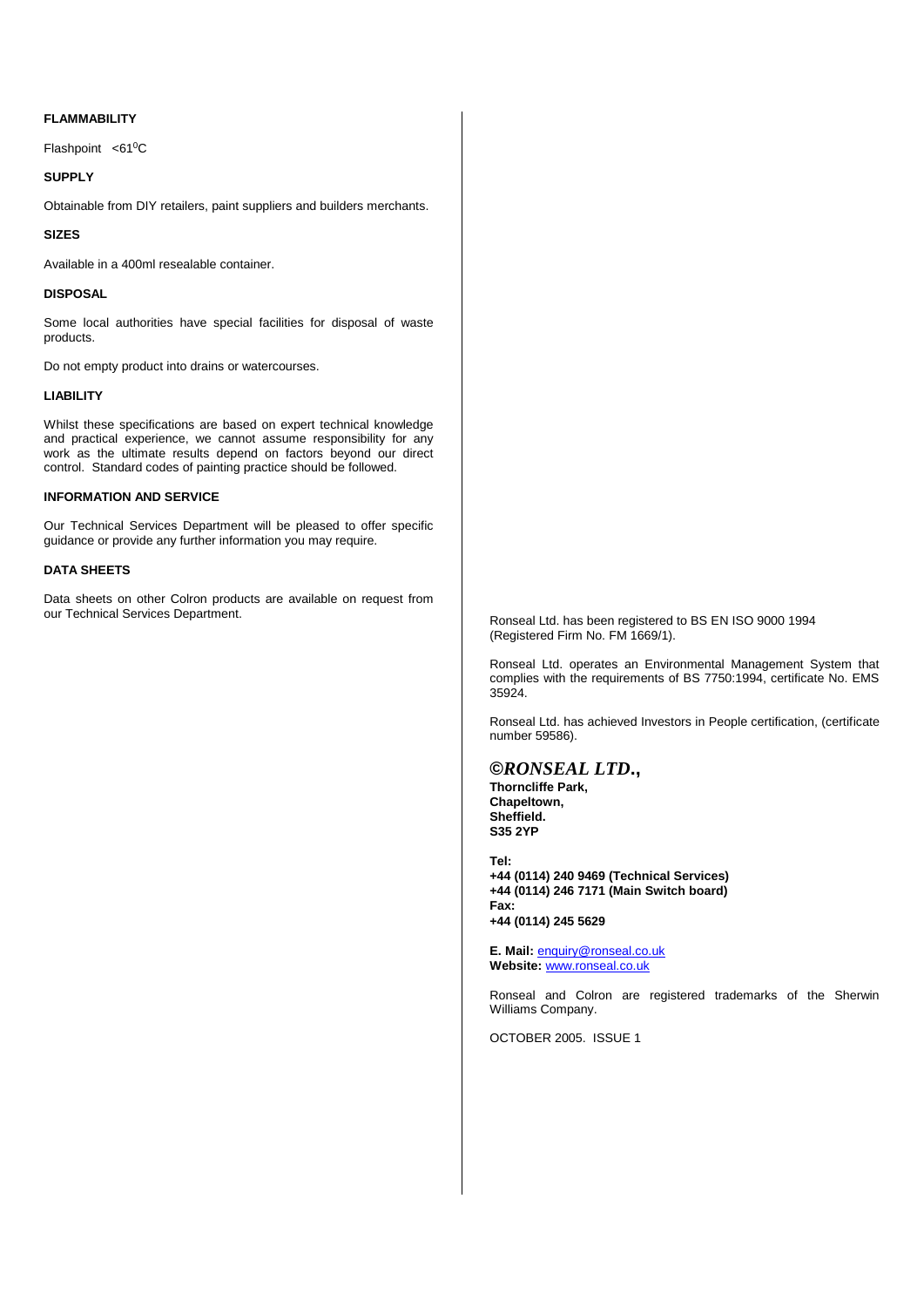**FLAMMABILITY**

Flashpoint <61$^{0}$C

**SUPPLY**

Obtainable from DIY retailers, paint suppliers and builders merchants.

**SIZES**

Available in a 400ml resealable container.

**DISPOSAL**

Some local authorities have special facilities for disposal of waste products.

Do not empty product into drains or watercourses.

**LIABILITY**

Whilst these specifications are based on expert technical knowledge and practical experience, we cannot assume responsibility for any work as the ultimate results depend on factors beyond our direct control. Standard codes of painting practice should be followed.

**INFORMATION AND SERVICE**

Our Technical Services Department will be pleased to offer specific guidance or provide any further information you may require.

**DATA SHEETS**

Data sheets on other Colron products are available on request from our Technical Services Department.

Ronseal Ltd. has been registered to BS EN ISO 9000 1994 (Registered Firm No. FM 1669/1).

Ronseal Ltd. operates an Environmental Management System that complies with the requirements of BS 7750:1994, certificate No. EMS 35924.

Ronseal Ltd. has achieved Investors in People certification, (certificate number 59586).

***©RONSEAL LTD.,***

**Thorncliffe Park,**
**Chapeltown,**
**Sheffield.**
**S35 2YP**

**Tel:**
**+44 (0114) 240 9469 (Technical Services)**
**+44 (0114) 246 7171 (Main Switch board)**
**Fax:**
**+44 (0114) 245 5629**

**E. Mail:** enquiry@ronseal.co.uk
**Website:** www.ronseal.co.uk

Ronseal and Colron are registered trademarks of the Sherwin Williams Company.

OCTOBER 2005. ISSUE 1